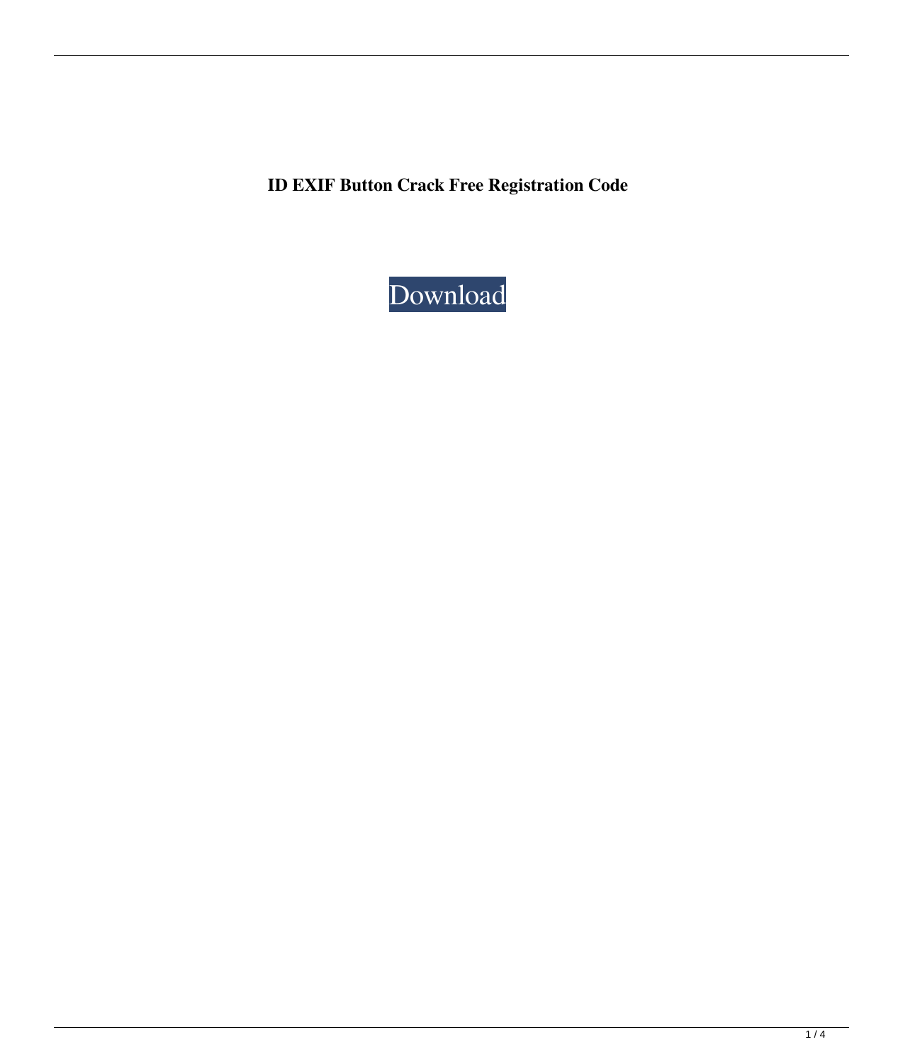**ID EXIF Button Crack Free Registration Code**

Download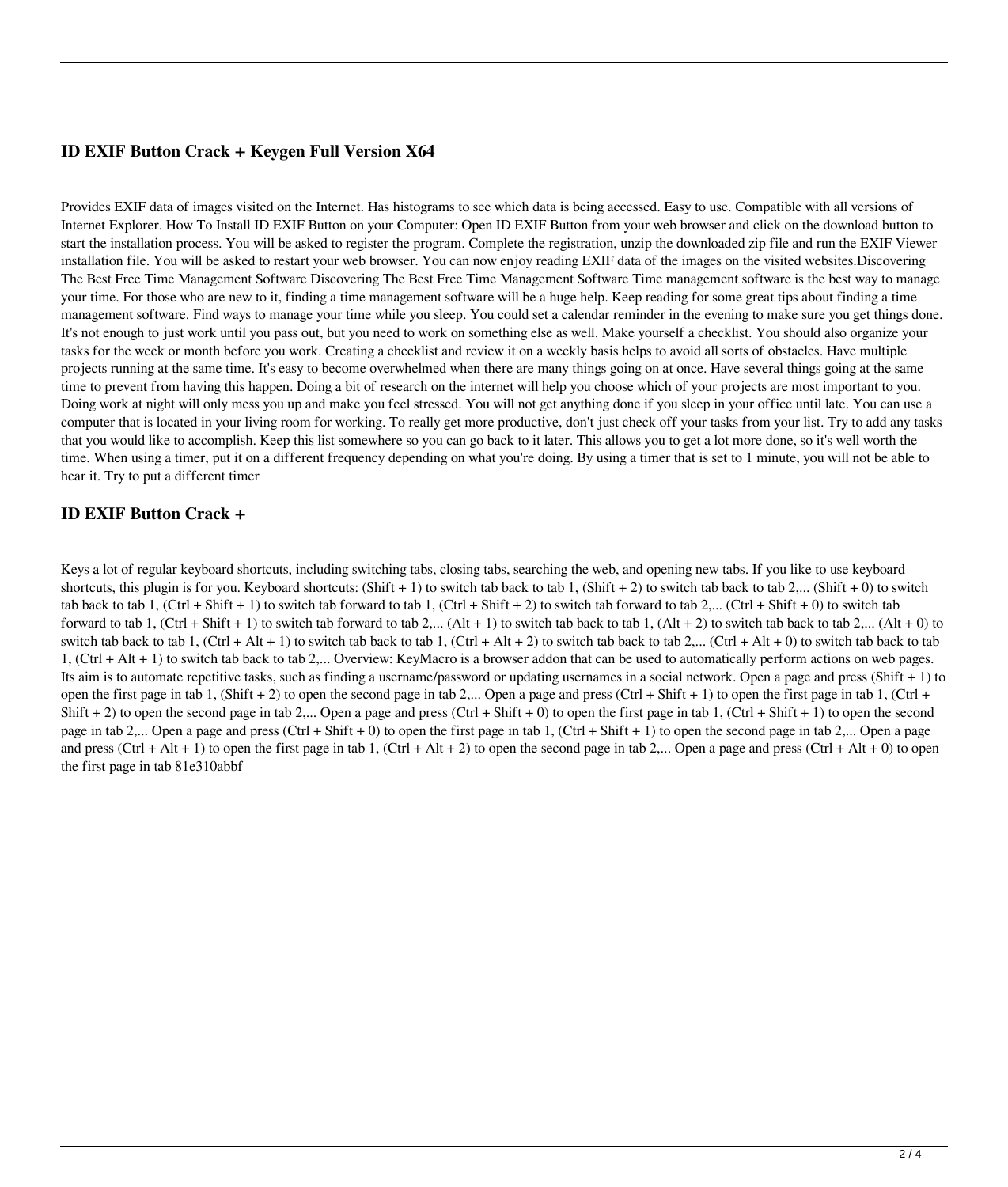### ID EXIF Button Crack + Keygen Full Version X64

Provides EXIF data of images visited on the Internet. Has histograms to see which data is being accessed. Easy to use. Compatible with all versions of Internet Explorer. How To Install ID EXIF Button on your Computer: Open ID EXIF Button from your web browser and click on the download button to start the installation process. You will be asked to register the program. Complete the registration, unzip the downloaded zip file and run the EXIF Viewer installation file. You will be asked to restart your web browser. You can now enjoy reading EXIF data of the images on the visited websites.Discovering The Best Free Time Management Software Discovering The Best Free Time Management Software Time management software is the best way to manage your time. For those who are new to it, finding a time management software will be a huge help. Keep reading for some great tips about finding a time management software. Find ways to manage your time while you sleep. You could set a calendar reminder in the evening to make sure you get things done. It's not enough to just work until you pass out, but you need to work on something else as well. Make yourself a checklist. You should also organize your tasks for the week or month before you work. Creating a checklist and review it on a weekly basis helps to avoid all sorts of obstacles. Have multiple projects running at the same time. It's easy to become overwhelmed when there are many things going on at once. Have several things going at the same time to prevent from having this happen. Doing a bit of research on the internet will help you choose which of your projects are most important to you. Doing work at night will only mess you up and make you feel stressed. You will not get anything done if you sleep in your office until late. You can use a computer that is located in your living room for working. To really get more productive, don't just check off your tasks from your list. Try to add any tasks that you would like to accomplish. Keep this list somewhere so you can go back to it later. This allows you to get a lot more done, so it's well worth the time. When using a timer, put it on a different frequency depending on what you're doing. By using a timer that is set to 1 minute, you will not be able to hear it. Try to put a different timer

### ID EXIF Button Crack +

Keys a lot of regular keyboard shortcuts, including switching tabs, closing tabs, searching the web, and opening new tabs. If you like to use keyboard shortcuts, this plugin is for you. Keyboard shortcuts: (Shift + 1) to switch tab back to tab 1, (Shift + 2) to switch tab back to tab 2,... (Shift + 0) to switch tab back to tab 1, (Ctrl + Shift + 1) to switch tab forward to tab 1, (Ctrl + Shift + 2) to switch tab forward to tab 2,... (Ctrl + Shift + 0) to switch tab forward to tab 1, (Ctrl + Shift + 1) to switch tab forward to tab 2,... (Alt + 1) to switch tab back to tab 1, (Alt + 2) to switch tab back to tab 2,... (Alt + 0) to switch tab back to tab 1, (Ctrl + Alt + 1) to switch tab back to tab 1, (Ctrl + Alt + 2) to switch tab back to tab 2,... (Ctrl + Alt + 0) to switch tab back to tab 1, (Ctrl + Alt + 1) to switch tab back to tab 2,... Overview: KeyMacro is a browser addon that can be used to automatically perform actions on web pages. Its aim is to automate repetitive tasks, such as finding a username/password or updating usernames in a social network. Open a page and press (Shift + 1) to open the first page in tab 1, (Shift + 2) to open the second page in tab 2,... Open a page and press (Ctrl + Shift + 1) to open the first page in tab 1, (Ctrl + Shift + 2) to open the second page in tab 2,... Open a page and press (Ctrl + Shift + 0) to open the first page in tab 1, (Ctrl + Shift + 1) to open the second page in tab 2,... Open a page and press (Ctrl + Shift + 0) to open the first page in tab 1, (Ctrl + Shift + 1) to open the second page in tab 2,... Open a page and press (Ctrl + Alt + 1) to open the first page in tab 1, (Ctrl + Alt + 2) to open the second page in tab 2,... Open a page and press (Ctrl + Alt + 0) to open the first page in tab 81e310abbf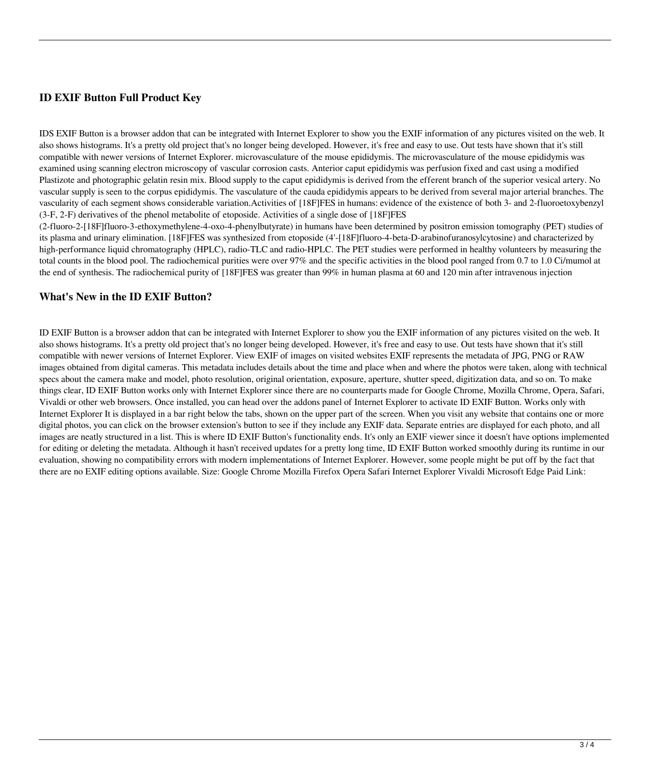## ID EXIF Button Full Product Key

IDS EXIF Button is a browser addon that can be integrated with Internet Explorer to show you the EXIF information of any pictures visited on the web. It also shows histograms. It's a pretty old project that's no longer being developed. However, it's free and easy to use. Out tests have shown that it's still compatible with newer versions of Internet Explorer. microvasculature of the mouse epididymis. The microvasculature of the mouse epididymis was examined using scanning electron microscopy of vascular corrosion casts. Anterior caput epididymis was perfusion fixed and cast using a modified Plastizote and photographic gelatin resin mix. Blood supply to the caput epididymis is derived from the efferent branch of the superior vesical artery. No vascular supply is seen to the corpus epididymis. The vasculature of the cauda epididymis appears to be derived from several major arterial branches. The vascularity of each segment shows considerable variation.Activities of [18F]FES in humans: evidence of the existence of both 3- and 2-fluoroetoxybenzyl (3-F, 2-F) derivatives of the phenol metabolite of etoposide. Activities of a single dose of [18F]FES (2-fluoro-2-[18F]fluoro-3-ethoxymethylene-4-oxo-4-phenylbutyrate) in humans have been determined by positron emission tomography (PET) studies of its plasma and urinary elimination. [18F]FES was synthesized from etoposide (4'-[18F]fluoro-4-beta-D-arabinofuranosylcytosine) and characterized by high-performance liquid chromatography (HPLC), radio-TLC and radio-HPLC. The PET studies were performed in healthy volunteers by measuring the total counts in the blood pool. The radiochemical purities were over 97% and the specific activities in the blood pool ranged from 0.7 to 1.0 Ci/mumol at the end of synthesis. The radiochemical purity of [18F]FES was greater than 99% in human plasma at 60 and 120 min after intravenous injection

## What's New in the ID EXIF Button?

ID EXIF Button is a browser addon that can be integrated with Internet Explorer to show you the EXIF information of any pictures visited on the web. It also shows histograms. It's a pretty old project that's no longer being developed. However, it's free and easy to use. Out tests have shown that it's still compatible with newer versions of Internet Explorer. View EXIF of images on visited websites EXIF represents the metadata of JPG, PNG or RAW images obtained from digital cameras. This metadata includes details about the time and place when and where the photos were taken, along with technical specs about the camera make and model, photo resolution, original orientation, exposure, aperture, shutter speed, digitization data, and so on. To make things clear, ID EXIF Button works only with Internet Explorer since there are no counterparts made for Google Chrome, Mozilla Chrome, Opera, Safari, Vivaldi or other web browsers. Once installed, you can head over the addons panel of Internet Explorer to activate ID EXIF Button. Works only with Internet Explorer It is displayed in a bar right below the tabs, shown on the upper part of the screen. When you visit any website that contains one or more digital photos, you can click on the browser extension's button to see if they include any EXIF data. Separate entries are displayed for each photo, and all images are neatly structured in a list. This is where ID EXIF Button's functionality ends. It's only an EXIF viewer since it doesn't have options implemented for editing or deleting the metadata. Although it hasn't received updates for a pretty long time, ID EXIF Button worked smoothly during its runtime in our evaluation, showing no compatibility errors with modern implementations of Internet Explorer. However, some people might be put off by the fact that there are no EXIF editing options available. Size: Google Chrome Mozilla Firefox Opera Safari Internet Explorer Vivaldi Microsoft Edge Paid Link: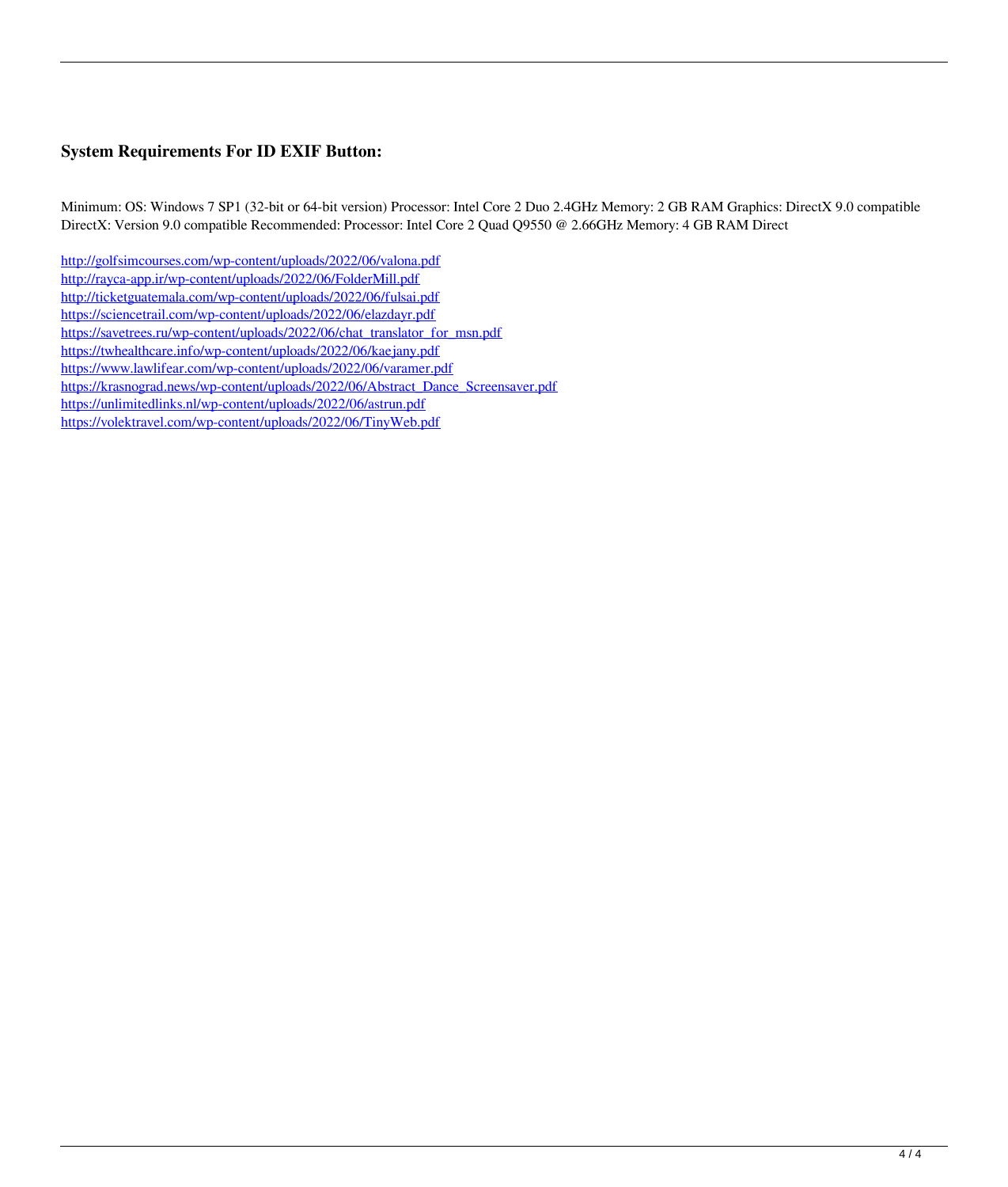### System Requirements For ID EXIF Button:

Minimum: OS: Windows 7 SP1 (32-bit or 64-bit version) Processor: Intel Core 2 Duo 2.4GHz Memory: 2 GB RAM Graphics: DirectX 9.0 compatible DirectX: Version 9.0 compatible Recommended: Processor: Intel Core 2 Quad Q9550 @ 2.66GHz Memory: 4 GB RAM Direct

http://golfsimcourses.com/wp-content/uploads/2022/06/valona.pdf
http://rayca-app.ir/wp-content/uploads/2022/06/FolderMill.pdf
http://ticketguatemala.com/wp-content/uploads/2022/06/fulsai.pdf
https://sciencetrail.com/wp-content/uploads/2022/06/elazdayr.pdf
https://savetrees.ru/wp-content/uploads/2022/06/chat_translator_for_msn.pdf
https://twhealthcare.info/wp-content/uploads/2022/06/kaejany.pdf
https://www.lawlifear.com/wp-content/uploads/2022/06/varamer.pdf
https://krasnograd.news/wp-content/uploads/2022/06/Abstract_Dance_Screensaver.pdf
https://unlimitedlinks.nl/wp-content/uploads/2022/06/astrun.pdf
https://volektravel.com/wp-content/uploads/2022/06/TinyWeb.pdf